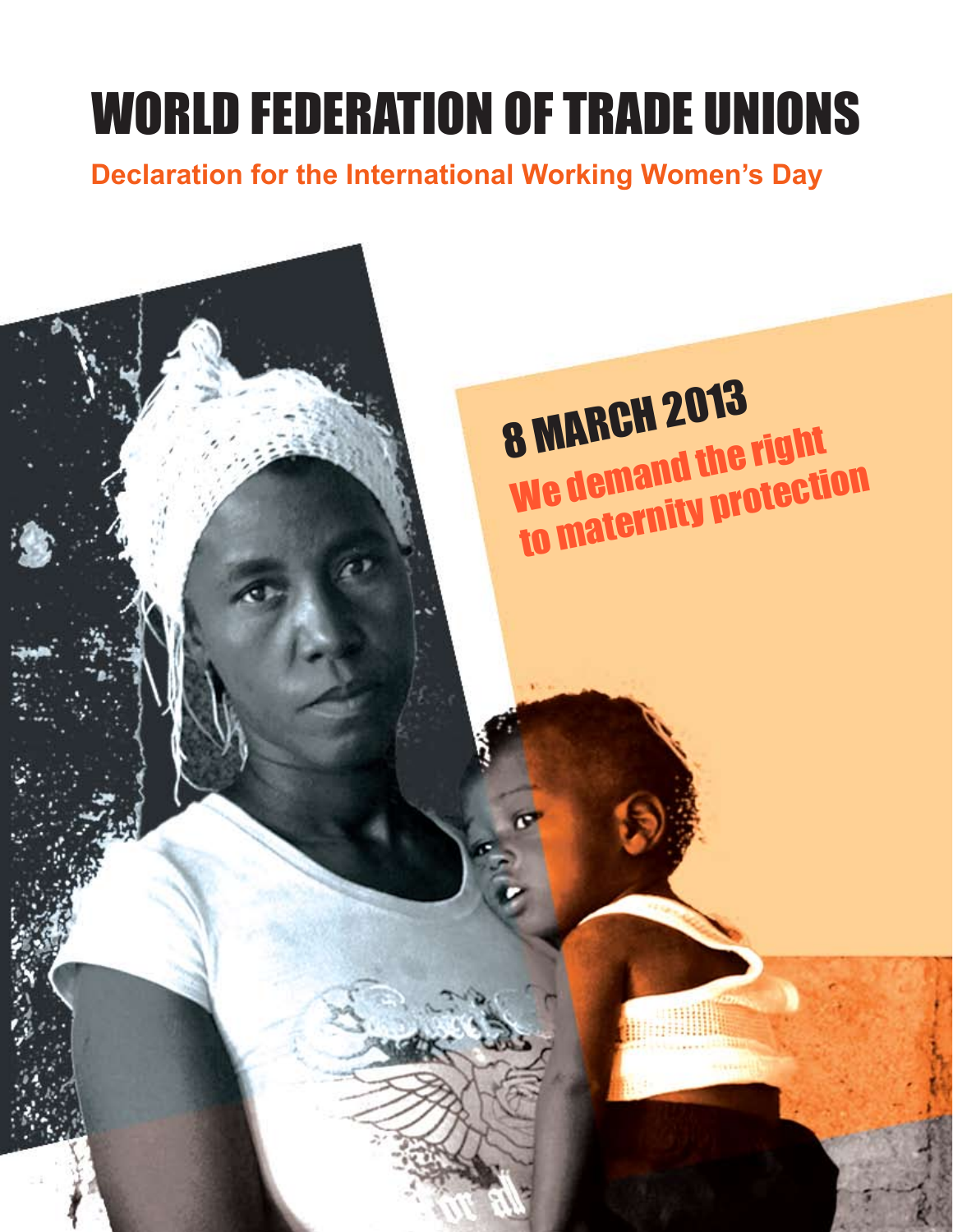# WORLD FEDERATION OF TRADE UNIONS

**Declaration for the International Working Women's Day**

## 8 MARCH 2013

**We demand the right to maternity protection**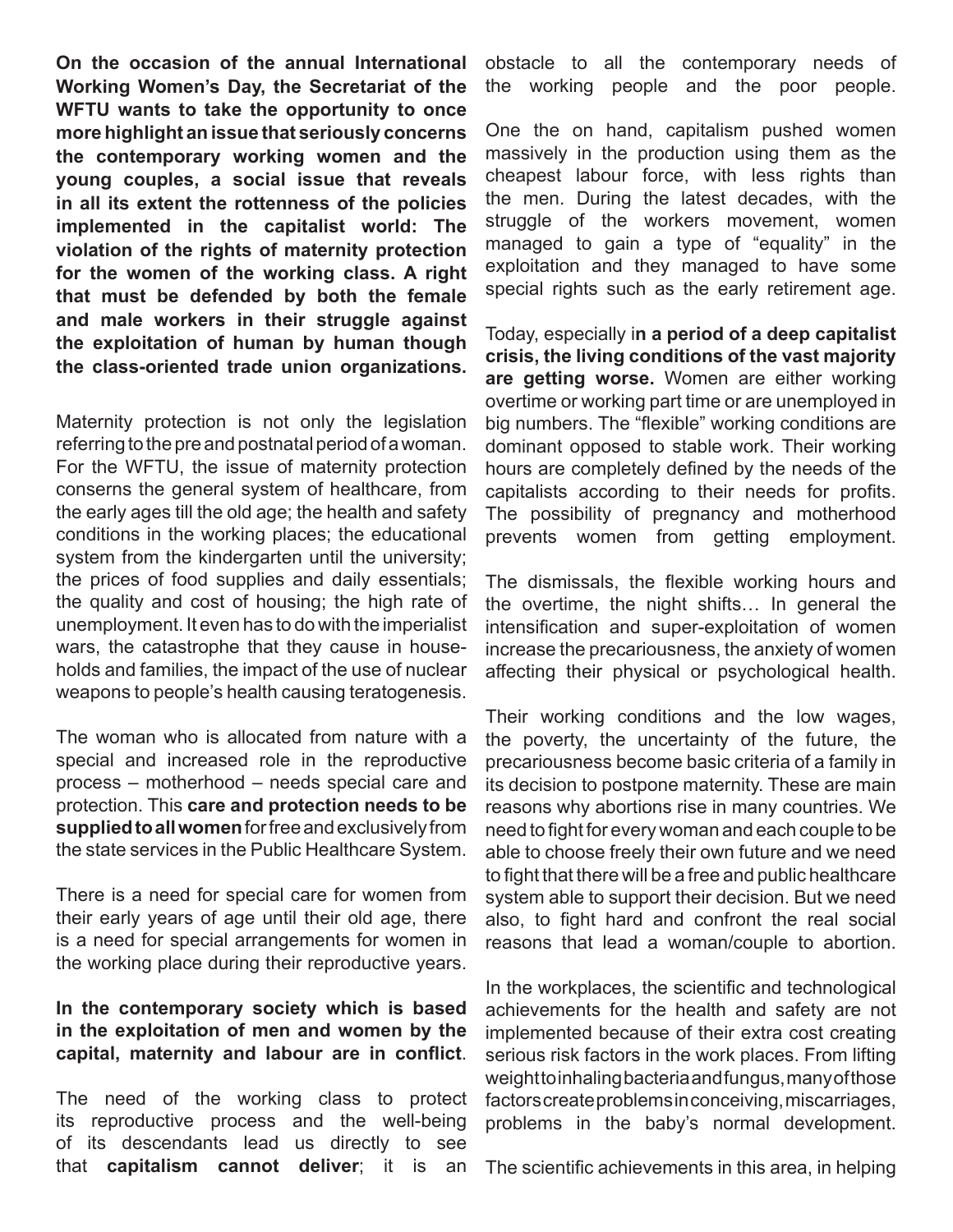**On the occasion of the annual International Working Women's Day, the Secretariat of the WFTU wants to take the opportunity to once more highlight an issue that seriously concerns the contemporary working women and the young couples, a social issue that reveals in all its extent the rottenness of the policies implemented in the capitalist world: The violation of the rights of maternity protection for the women of the working class. A right that must be defended by both the female and male workers in their struggle against the exploitation of human by human though the class-oriented trade union organizations.**

Maternity protection is not only the legislation referring to the pre and postnatal period of a woman. For the WFTU, the issue of maternity protection conserns the general system of healthcare, from the early ages till the old age; the health and safety conditions in the working places; the educational system from the kindergarten until the university; the prices of food supplies and daily essentials; the quality and cost of housing; the high rate of unemployment. It even has to do with the imperialist wars, the catastrophe that they cause in households and families, the impact of the use of nuclear weapons to people's health causing teratogenesis.

The woman who is allocated from nature with a special and increased role in the reproductive process – motherhood – needs special care and protection. This **care and protection needs to be supplied to all women** for free and exclusively from the state services in the Public Healthcare System.

There is a need for special care for women from their early years of age until their old age, there is a need for special arrangements for women in the working place during their reproductive years.

**In the contemporary society which is based in the exploitation of men and women by the capital, maternity and labour are in conflict**.

The need of the working class to protect its reproductive process and the well-being of its descendants lead us directly to see that **capitalism cannot deliver**; it is an obstacle to all the contemporary needs of the working people and the poor people.

One the on hand, capitalism pushed women massively in the production using them as the cheapest labour force, with less rights than the men. During the latest decades, with the struggle of the workers movement, women managed to gain a type of "equality" in the exploitation and they managed to have some special rights such as the early retirement age.

Today, especially i**n a period of a deep capitalist crisis, the living conditions of the vast majority are getting worse.** Women are either working overtime or working part time or are unemployed in big numbers. The "flexible" working conditions are dominant opposed to stable work. Their working hours are completely defined by the needs of the capitalists according to their needs for profits. The possibility of pregnancy and motherhood prevents women from getting employment.

The dismissals, the flexible working hours and the overtime, the night shifts… In general the intensification and super-exploitation of women increase the precariousness, the anxiety of women affecting their physical or psychological health.

Their working conditions and the low wages, the poverty, the uncertainty of the future, the precariousness become basic criteria of a family in its decision to postpone maternity. These are main reasons why abortions rise in many countries. We need to fight for every woman and each couple to be able to choose freely their own future and we need to fight that there will be a free and public healthcare system able to support their decision. But we need also, to fight hard and confront the real social reasons that lead a woman/couple to abortion.

In the workplaces, the scientific and technological achievements for the health and safety are not implemented because of their extra cost creating serious risk factors in the work places. From lifting weight to inhaling bacteria and fungus, many of those factors create problems in conceiving, miscarriages, problems in the baby's normal development.

The scientific achievements in this area, in helping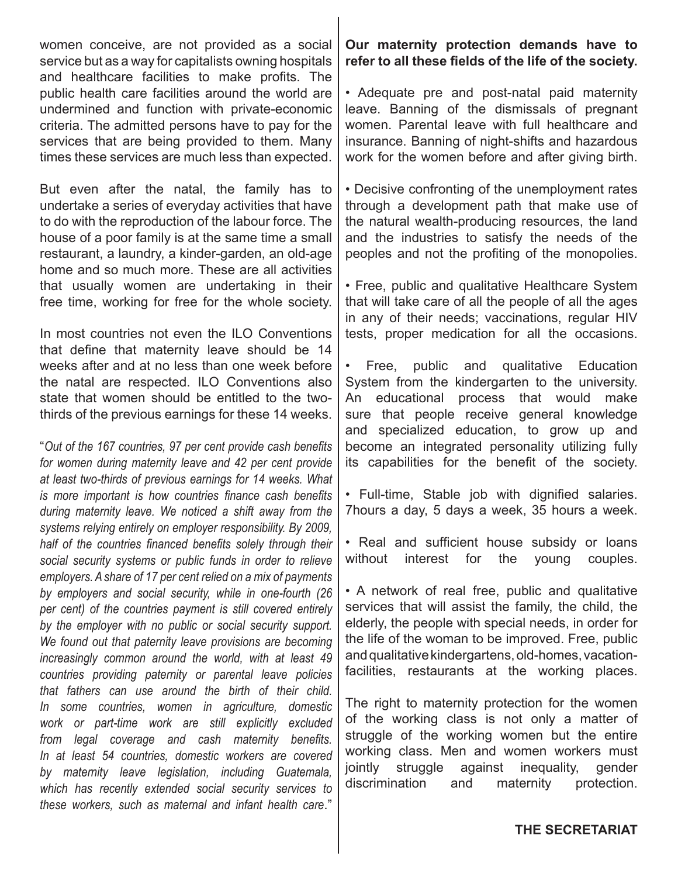women conceive, are not provided as a social service but as a way for capitalists owning hospitals and healthcare facilities to make profits. The public health care facilities around the world are undermined and function with private-economic criteria. The admitted persons have to pay for the services that are being provided to them. Many times these services are much less than expected.

But even after the natal, the family has to undertake a series of everyday activities that have to do with the reproduction of the labour force. The house of a poor family is at the same time a small restaurant, a laundry, a kinder-garden, an old-age home and so much more. These are all activities that usually women are undertaking in their free time, working for free for the whole society.

In most countries not even the ILO Conventions that define that maternity leave should be 14 weeks after and at no less than one week before the natal are respected. ILO Conventions also state that women should be entitled to the two-thirds of the previous earnings for these 14 weeks.

"*Out of the 167 countries, 97 per cent provide cash benefits for women during maternity leave and 42 per cent provide at least two-thirds of previous earnings for 14 weeks. What is more important is how countries finance cash benefits during maternity leave. We noticed a shift away from the systems relying entirely on employer responsibility. By 2009, half of the countries financed benefits solely through their social security systems or public funds in order to relieve employers. A share of 17 per cent relied on a mix of payments by employers and social security, while in one-fourth (26 per cent) of the countries payment is still covered entirely by the employer with no public or social security support. We found out that paternity leave provisions are becoming increasingly common around the world, with at least 49 countries providing paternity or parental leave policies that fathers can use around the birth of their child. In some countries, women in agriculture, domestic work or part-time work are still explicitly excluded from legal coverage and cash maternity benefits. In at least 54 countries, domestic workers are covered by maternity leave legislation, including Guatemala, which has recently extended social security services to these workers, such as maternal and infant health care*."

**Our maternity protection demands have to refer to all these fields of the life of the society.**

- Adequate pre and post-natal paid maternity leave. Banning of the dismissals of pregnant women. Parental leave with full healthcare and insurance. Banning of night-shifts and hazardous work for the women before and after giving birth.

- Decisive confronting of the unemployment rates through a development path that make use of the natural wealth-producing resources, the land and the industries to satisfy the needs of the peoples and not the profiting of the monopolies.

- Free, public and qualitative Healthcare System that will take care of all the people of all the ages in any of their needs; vaccinations, regular HIV tests, proper medication for all the occasions.

- Free, public and qualitative Education System from the kindergarten to the university. An educational process that would make sure that people receive general knowledge and specialized education, to grow up and become an integrated personality utilizing fully its capabilities for the benefit of the society.

- Full-time, Stable job with dignified salaries. 7hours a day, 5 days a week, 35 hours a week.

- Real and sufficient house subsidy or loans without interest for the young couples.

- A network of real free, public and qualitative services that will assist the family, the child, the elderly, the people with special needs, in order for the life of the woman to be improved. Free, public and qualitative kindergartens, old-homes, vacation-facilities, restaurants at the working places.

The right to maternity protection for the women of the working class is not only a matter of struggle of the working women but the entire working class. Men and women workers must jointly struggle against inequality, gender discrimination and maternity protection.

**THE SECRETARIAT**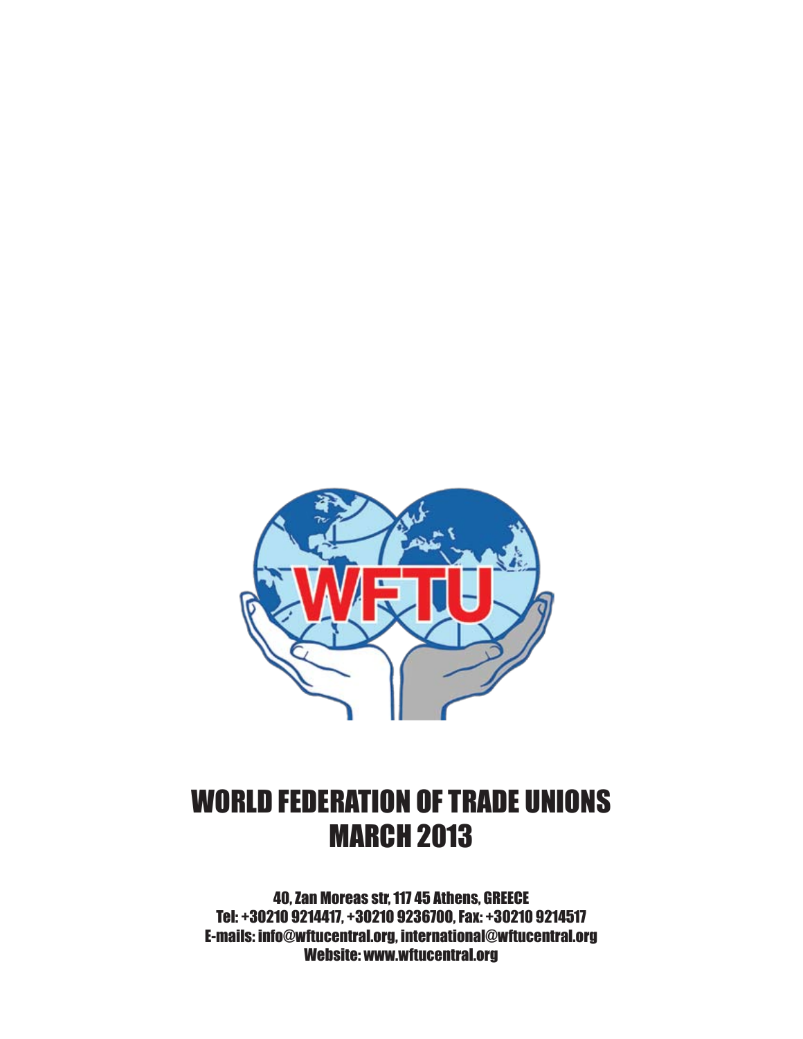WFTU

# WORLD FEDERATION OF TRADE UNIONS
# MARCH 2013

40, Zan Moreas str, 117 45 Athens, GREECE
Tel: +30210 9214417, +30210 9236700, Fax: +30210 9214517
E-mails: info@wftucentral.org, international@wftucentral.org
Website: www.wftucentral.org